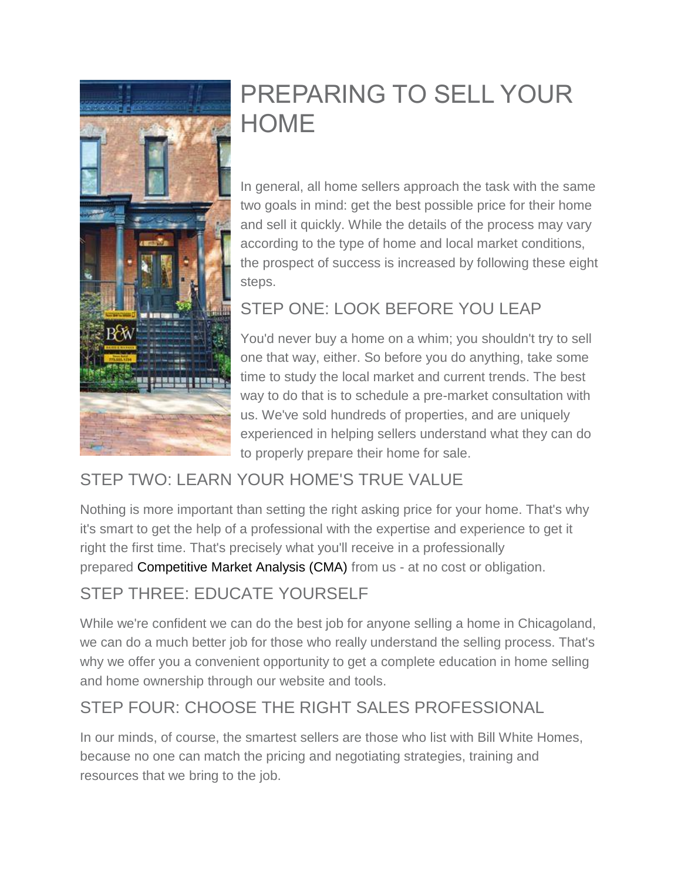# PREPARING TO SELL YOUR HOME

In general, all home sellers approach the task with the same two goals in mind: get the best possible price for their home and sell it quickly. While the details of the process may vary according to the type of home and local market conditions, the prospect of success is increased by following these eight steps.

## STEP ONE: LOOK BEFORE YOU LEAP

You'd never buy a home on a whim; you shouldn't try to sell one that way, either. So before you do anything, take some time to study the local market and current trends. The best way to do that is to schedule a pre-market consultation with us. We've sold hundreds of properties, and are uniquely experienced in helping sellers understand what they can do to properly prepare their home for sale.

## STEP TWO: LEARN YOUR HOME'S TRUE VALUE

Nothing is more important than setting the right asking price for your home. That's why it's smart to get the help of a professional with the expertise and experience to get it right the first time. That's precisely what you'll receive in a professionally prepared Competitive Market Analysis (CMA) from us - at no cost or obligation.

## STEP THREE: EDUCATE YOURSELF

While we're confident we can do the best job for anyone selling a home in Chicagoland, we can do a much better job for those who really understand the selling process. That's why we offer you a convenient opportunity to get a complete education in home selling and home ownership through our website and tools.

## STEP FOUR: CHOOSE THE RIGHT SALES PROFESSIONAL

In our minds, of course, the smartest sellers are those who list with Bill White Homes, because no one can match the pricing and negotiating strategies, training and resources that we bring to the job.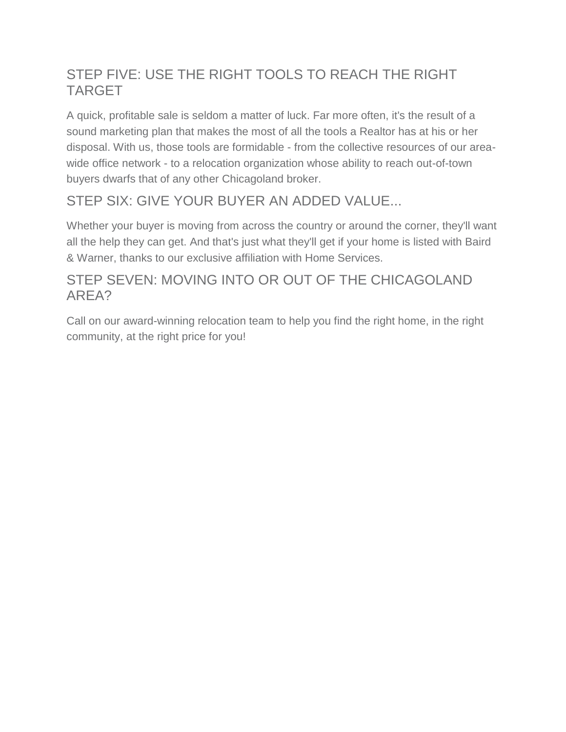## STEP FIVE: USE THE RIGHT TOOLS TO REACH THE RIGHT TARGET

A quick, profitable sale is seldom a matter of luck. Far more often, it's the result of a sound marketing plan that makes the most of all the tools a Realtor has at his or her disposal. With us, those tools are formidable - from the collective resources of our area-wide office network - to a relocation organization whose ability to reach out-of-town buyers dwarfs that of any other Chicagoland broker.

## STEP SIX: GIVE YOUR BUYER AN ADDED VALUE...

Whether your buyer is moving from across the country or around the corner, they'll want all the help they can get. And that's just what they'll get if your home is listed with Baird & Warner, thanks to our exclusive affiliation with Home Services.

## STEP SEVEN: MOVING INTO OR OUT OF THE CHICAGOLAND AREA?

Call on our award-winning relocation team to help you find the right home, in the right community, at the right price for you!